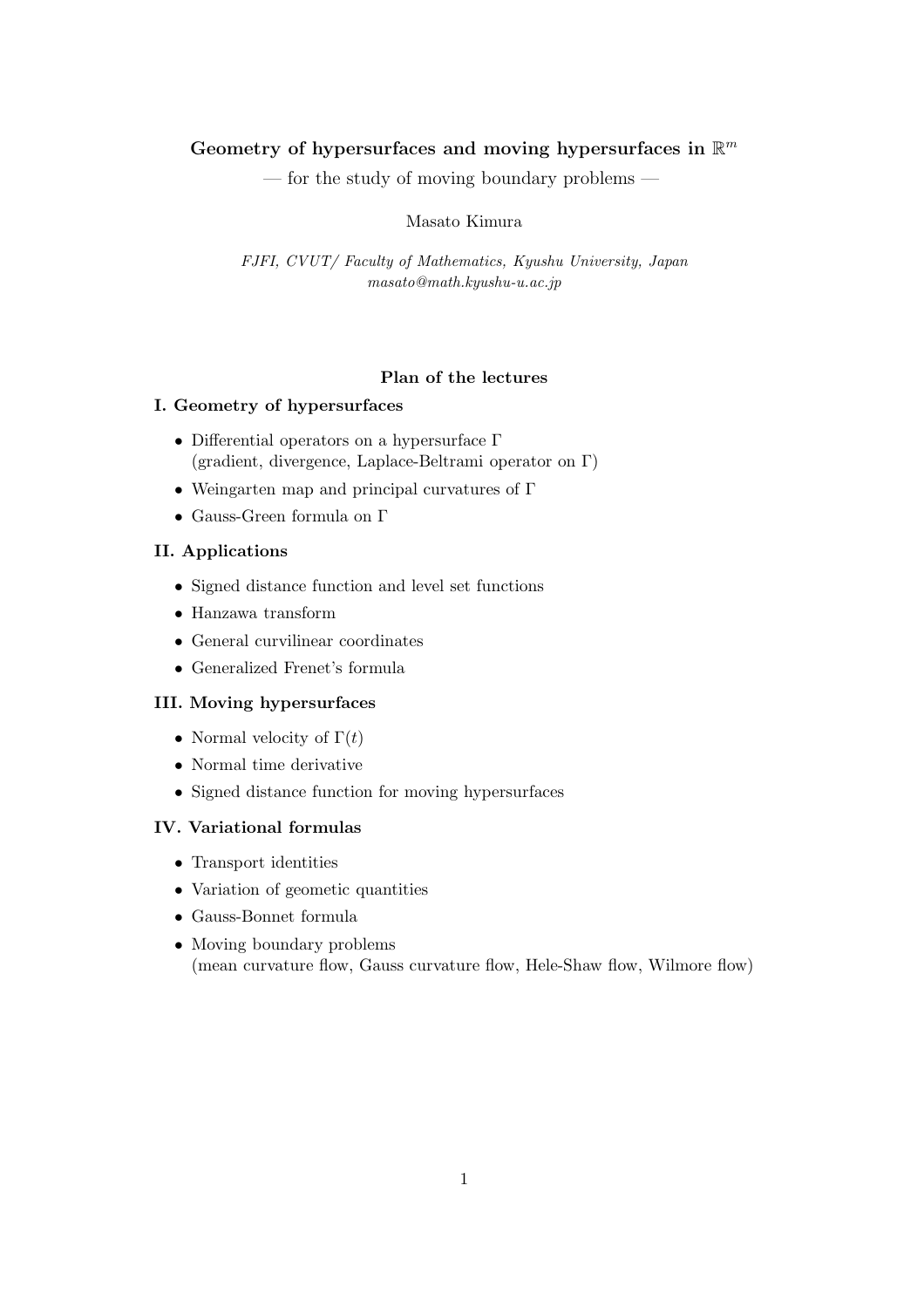# Geometry of hypersurfaces and moving hypersurfaces in $\mathbb{R}^m$

— for the study of moving boundary problems —

Masato Kimura

*FJFI, CVUT/ Faculty of Mathematics, Kyushu University, Japan*
*masato@math.kyushu-u.ac.jp*

## Plan of the lectures

### I. Geometry of hypersurfaces

- Differential operators on a hypersurface $\Gamma$
  (gradient, divergence, Laplace-Beltrami operator on $\Gamma$)
- Weingarten map and principal curvatures of $\Gamma$
- Gauss-Green formula on $\Gamma$

### II. Applications

- Signed distance function and level set functions
- Hanzawa transform
- General curvilinear coordinates
- Generalized Frenet's formula

### III. Moving hypersurfaces

- Normal velocity of $\Gamma(t)$
- Normal time derivative
- Signed distance function for moving hypersurfaces

### IV. Variational formulas

- Transport identities
- Variation of geometic quantities
- Gauss-Bonnet formula
- Moving boundary problems
  (mean curvature flow, Gauss curvature flow, Hele-Shaw flow, Wilmore flow)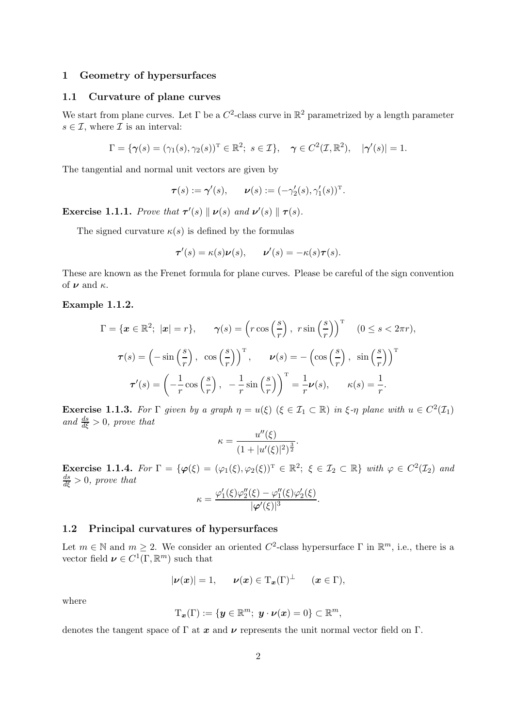## 1 Geometry of hypersurfaces

### 1.1 Curvature of plane curves

We start from plane curves. Let $\Gamma$ be a $C^2$-class curve in $\mathbb{R}^2$ parametrized by a length parameter $s \in \mathcal{I}$, where $\mathcal{I}$ is an interval:

$$\Gamma = \{\boldsymbol{\gamma}(s) = (\gamma_1(s), \gamma_2(s))^{\mathrm{T}} \in \mathbb{R}^2;\ s \in \mathcal{I}\}, \quad \boldsymbol{\gamma} \in C^2(\mathcal{I}, \mathbb{R}^2), \quad |\boldsymbol{\gamma}'(s)| = 1.$$

The tangential and normal unit vectors are given by

$$\boldsymbol{\tau}(s) := \boldsymbol{\gamma}'(s), \qquad \boldsymbol{\nu}(s) := (-\gamma_2'(s), \gamma_1'(s))^{\mathrm{T}}.$$

**Exercise 1.1.1.** *Prove that $\boldsymbol{\tau}'(s) \parallel \boldsymbol{\nu}(s)$ and $\boldsymbol{\nu}'(s) \parallel \boldsymbol{\tau}(s)$.*

The signed curvature $\kappa(s)$ is defined by the formulas

$$\boldsymbol{\tau}'(s) = \kappa(s)\boldsymbol{\nu}(s), \qquad \boldsymbol{\nu}'(s) = -\kappa(s)\boldsymbol{\tau}(s).$$

These are known as the Frenet formula for plane curves. Please be careful of the sign convention of $\boldsymbol{\nu}$ and $\kappa$.

**Example 1.1.2.**

$$\Gamma = \{\boldsymbol{x} \in \mathbb{R}^2;\ |\boldsymbol{x}| = r\}, \qquad \boldsymbol{\gamma}(s) = \left(r\cos\left(\frac{s}{r}\right),\ r\sin\left(\frac{s}{r}\right)\right)^{\mathrm{T}} \quad (0 \le s < 2\pi r),$$

$$\boldsymbol{\tau}(s) = \left(-\sin\left(\frac{s}{r}\right),\ \cos\left(\frac{s}{r}\right)\right)^{\mathrm{T}}, \qquad \boldsymbol{\nu}(s) = -\left(\cos\left(\frac{s}{r}\right),\ \sin\left(\frac{s}{r}\right)\right)^{\mathrm{T}}$$

$$\boldsymbol{\tau}'(s) = \left(-\frac{1}{r}\cos\left(\frac{s}{r}\right),\ -\frac{1}{r}\sin\left(\frac{s}{r}\right)\right)^{\mathrm{T}} = \frac{1}{r}\boldsymbol{\nu}(s), \qquad \kappa(s) = \frac{1}{r}.$$

**Exercise 1.1.3.** *For $\Gamma$ given by a graph $\eta = u(\xi)$ ($\xi \in \mathcal{I}_1 \subset \mathbb{R}$) in $\xi$-$\eta$ plane with $u \in C^2(\mathcal{I}_1)$ and $\frac{ds}{d\xi} > 0$, prove that*

$$\kappa = \frac{u''(\xi)}{(1 + |u'(\xi)|^2)^{\frac{3}{2}}}.$$

**Exercise 1.1.4.** *For $\Gamma = \{\boldsymbol{\varphi}(\xi) = (\varphi_1(\xi), \varphi_2(\xi))^{\mathrm{T}} \in \mathbb{R}^2;\ \xi \in \mathcal{I}_2 \subset \mathbb{R}\}$ with $\varphi \in C^2(\mathcal{I}_2)$ and $\frac{ds}{d\xi} > 0$, prove that*

$$\kappa = \frac{\varphi_1'(\xi)\varphi_2''(\xi) - \varphi_1''(\xi)\varphi_2'(\xi)}{|\boldsymbol{\varphi}'(\xi)|^3}.$$

### 1.2 Principal curvatures of hypersurfaces

Let $m \in \mathbb{N}$ and $m \ge 2$. We consider an oriented $C^2$-class hypersurface $\Gamma$ in $\mathbb{R}^m$, i.e., there is a vector field $\boldsymbol{\nu} \in C^1(\Gamma, \mathbb{R}^m)$ such that

$$|\boldsymbol{\nu}(\boldsymbol{x})| = 1, \qquad \boldsymbol{\nu}(\boldsymbol{x}) \in \mathrm{T}_{\boldsymbol{x}}(\Gamma)^{\perp} \qquad (\boldsymbol{x} \in \Gamma),$$

where

$$\mathrm{T}_{\boldsymbol{x}}(\Gamma) := \{\boldsymbol{y} \in \mathbb{R}^m;\ \boldsymbol{y} \cdot \boldsymbol{\nu}(\boldsymbol{x}) = 0\} \subset \mathbb{R}^m,$$

denotes the tangent space of $\Gamma$ at $\boldsymbol{x}$ and $\boldsymbol{\nu}$ represents the unit normal vector field on $\Gamma$.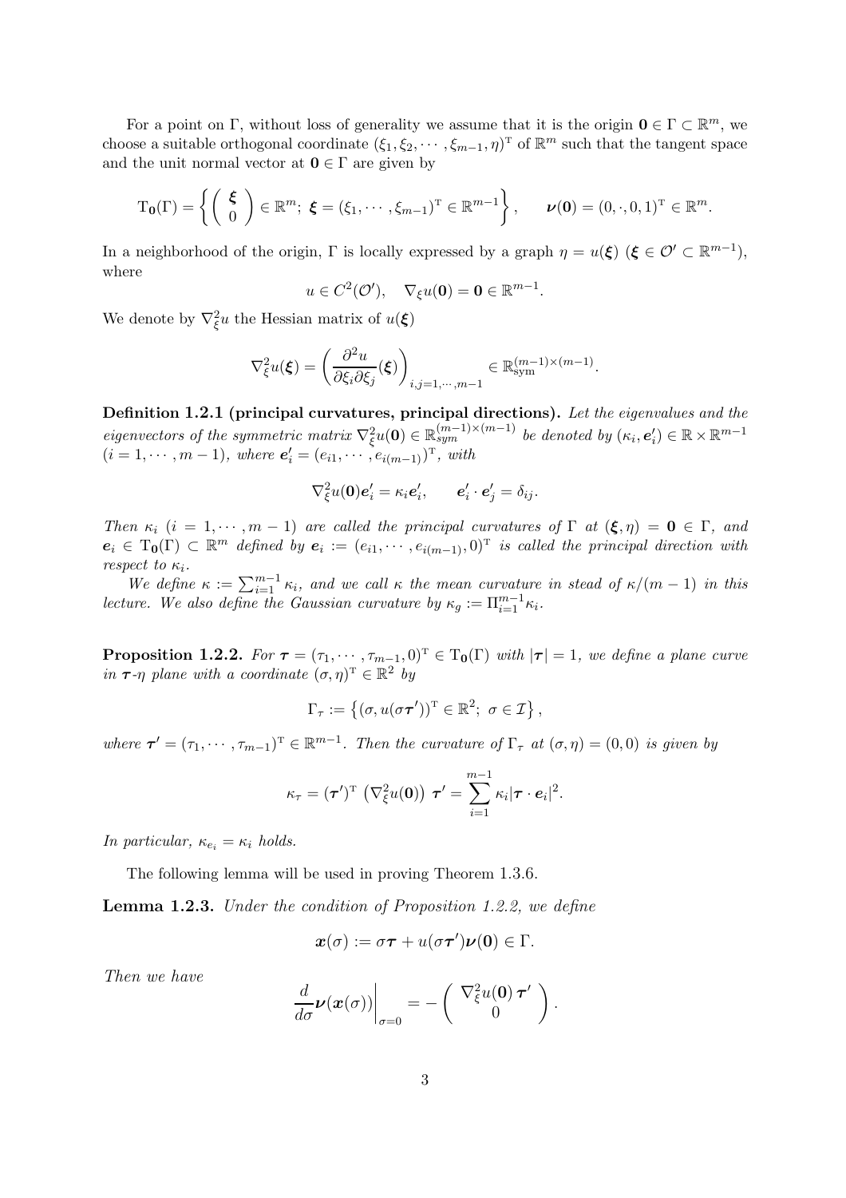For a point on Γ, without loss of generality we assume that it is the origin $\mathbf{0} \in \Gamma \subset \mathbb{R}^m$, we choose a suitable orthogonal coordinate $(\xi_1, \xi_2, \cdots, \xi_{m-1}, \eta)^{\mathrm{T}}$ of $\mathbb{R}^m$ such that the tangent space and the unit normal vector at $\mathbf{0} \in \Gamma$ are given by

$$\mathrm{T}_{\mathbf{0}}(\Gamma) = \left\{ \begin{pmatrix} \boldsymbol{\xi} \\ 0 \end{pmatrix} \in \mathbb{R}^m;\ \boldsymbol{\xi} = (\xi_1, \cdots, \xi_{m-1})^{\mathrm{T}} \in \mathbb{R}^{m-1} \right\}, \qquad \boldsymbol{\nu}(\mathbf{0}) = (0, \cdot, 0, 1)^{\mathrm{T}} \in \mathbb{R}^m.$$

In a neighborhood of the origin, Γ is locally expressed by a graph $\eta = u(\boldsymbol{\xi})$ ($\boldsymbol{\xi} \in \mathcal{O}' \subset \mathbb{R}^{m-1}$), where

$$u \in C^2(\mathcal{O}'), \quad \nabla_\xi u(\mathbf{0}) = \mathbf{0} \in \mathbb{R}^{m-1}.$$

We denote by $\nabla_\xi^2 u$ the Hessian matrix of $u(\boldsymbol{\xi})$

$$\nabla_\xi^2 u(\boldsymbol{\xi}) = \left( \frac{\partial^2 u}{\partial \xi_i \partial \xi_j}(\boldsymbol{\xi}) \right)_{i,j=1,\cdots,m-1} \in \mathbb{R}_{\mathrm{sym}}^{(m-1)\times(m-1)}.$$

**Definition 1.2.1 (principal curvatures, principal directions).** *Let the eigenvalues and the eigenvectors of the symmetric matrix $\nabla_\xi^2 u(\mathbf{0}) \in \mathbb{R}_{sym}^{(m-1)\times(m-1)}$ be denoted by $(\kappa_i, \boldsymbol{e}_i') \in \mathbb{R} \times \mathbb{R}^{m-1}$ $(i = 1, \cdots, m-1)$, where $\boldsymbol{e}_i' = (e_{i1}, \cdots, e_{i(m-1)})^{\mathrm{T}}$, with*

$$\nabla_\xi^2 u(\mathbf{0}) \boldsymbol{e}_i' = \kappa_i \boldsymbol{e}_i', \qquad \boldsymbol{e}_i' \cdot \boldsymbol{e}_j' = \delta_{ij}.$$

*Then $\kappa_i$ $(i = 1, \cdots, m-1)$ are called the principal curvatures of Γ at $(\boldsymbol{\xi}, \eta) = \mathbf{0} \in \Gamma$, and $\boldsymbol{e}_i \in \mathrm{T}_{\mathbf{0}}(\Gamma) \subset \mathbb{R}^m$ defined by $\boldsymbol{e}_i := (e_{i1}, \cdots, e_{i(m-1)}, 0)^{\mathrm{T}}$ is called the principal direction with respect to $\kappa_i$.*

*We define $\kappa := \sum_{i=1}^{m-1} \kappa_i$, and we call κ the mean curvature in stead of $\kappa/(m-1)$ in this lecture. We also define the Gaussian curvature by $\kappa_g := \Pi_{i=1}^{m-1} \kappa_i$.*

**Proposition 1.2.2.** *For $\boldsymbol{\tau} = (\tau_1, \cdots, \tau_{m-1}, 0)^{\mathrm{T}} \in \mathrm{T}_{\mathbf{0}}(\Gamma)$ with $|\boldsymbol{\tau}| = 1$, we define a plane curve in $\boldsymbol{\tau}$-η plane with a coordinate $(\sigma, \eta)^{\mathrm{T}} \in \mathbb{R}^2$ by*

$$\Gamma_\tau := \left\{ (\sigma, u(\sigma \boldsymbol{\tau}'))^{\mathrm{T}} \in \mathbb{R}^2;\ \sigma \in \mathcal{I} \right\},$$

*where $\boldsymbol{\tau}' = (\tau_1, \cdots, \tau_{m-1})^{\mathrm{T}} \in \mathbb{R}^{m-1}$. Then the curvature of $\Gamma_\tau$ at $(\sigma, \eta) = (0, 0)$ is given by*

$$\kappa_\tau = (\boldsymbol{\tau}')^{\mathrm{T}} \left( \nabla_\xi^2 u(\mathbf{0}) \right) \boldsymbol{\tau}' = \sum_{i=1}^{m-1} \kappa_i |\boldsymbol{\tau} \cdot \boldsymbol{e}_i|^2.$$

*In particular, $\kappa_{e_i} = \kappa_i$ holds.*

The following lemma will be used in proving Theorem 1.3.6.

**Lemma 1.2.3.** *Under the condition of Proposition 1.2.2, we define*

$$\boldsymbol{x}(\sigma) := \sigma \boldsymbol{\tau} + u(\sigma \boldsymbol{\tau}') \boldsymbol{\nu}(\mathbf{0}) \in \Gamma.$$

*Then we have*

$$\left. \frac{d}{d\sigma} \boldsymbol{\nu}(\boldsymbol{x}(\sigma)) \right|_{\sigma=0} = - \begin{pmatrix} \nabla_\xi^2 u(\mathbf{0})\, \boldsymbol{\tau}' \\ 0 \end{pmatrix}.$$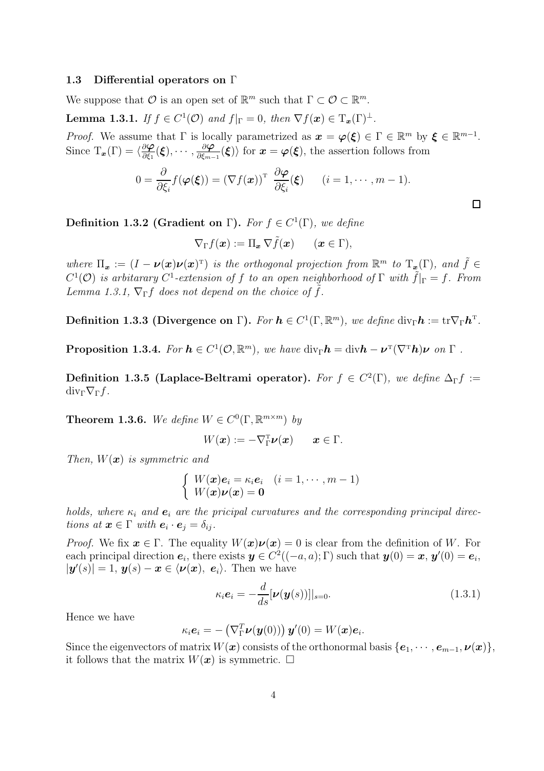### 1.3 Differential operators on $\Gamma$

We suppose that $\mathcal{O}$ is an open set of $\mathbb{R}^m$ such that $\Gamma \subset \mathcal{O} \subset \mathbb{R}^m$.

**Lemma 1.3.1.** *If $f \in C^1(\mathcal{O})$ and $f|_\Gamma = 0$, then $\nabla f(\boldsymbol{x}) \in \mathrm{T}_{\boldsymbol{x}}(\Gamma)^\perp$.*

*Proof.* We assume that $\Gamma$ is locally parametrized as $\boldsymbol{x} = \boldsymbol{\varphi}(\boldsymbol{\xi}) \in \Gamma \in \mathbb{R}^m$ by $\boldsymbol{\xi} \in \mathbb{R}^{m-1}$. Since $\mathrm{T}_{\boldsymbol{x}}(\Gamma) = \langle \frac{\partial \boldsymbol{\varphi}}{\partial \xi_1}(\boldsymbol{\xi}), \cdots, \frac{\partial \boldsymbol{\varphi}}{\partial \xi_{m-1}}(\boldsymbol{\xi}) \rangle$ for $\boldsymbol{x} = \boldsymbol{\varphi}(\boldsymbol{\xi})$, the assertion follows from

$$0 = \frac{\partial}{\partial \xi_i} f(\boldsymbol{\varphi}(\boldsymbol{\xi})) = (\nabla f(\boldsymbol{x}))^{\mathrm{T}} \ \frac{\partial \boldsymbol{\varphi}}{\partial \xi_i}(\boldsymbol{\xi}) \qquad (i = 1, \cdots, m-1).$$

□

**Definition 1.3.2 (Gradient on $\Gamma$).** *For $f \in C^1(\Gamma)$, we define*

$$\nabla_\Gamma f(\boldsymbol{x}) := \Pi_{\boldsymbol{x}} \nabla \tilde{f}(\boldsymbol{x}) \qquad (\boldsymbol{x} \in \Gamma),$$

*where $\Pi_{\boldsymbol{x}} := (I - \boldsymbol{\nu}(\boldsymbol{x})\boldsymbol{\nu}(\boldsymbol{x})^{\mathrm{T}})$ is the orthogonal projection from $\mathbb{R}^m$ to $\mathrm{T}_{\boldsymbol{x}}(\Gamma)$, and $\tilde{f} \in C^1(\mathcal{O})$ is arbitarary $C^1$-extension of $f$ to an open neighborhood of $\Gamma$ with $\tilde{f}|_\Gamma = f$. From Lemma 1.3.1, $\nabla_\Gamma f$ does not depend on the choice of $\tilde{f}$.*

**Definition 1.3.3 (Divergence on $\Gamma$).** *For $\boldsymbol{h} \in C^1(\Gamma, \mathbb{R}^m)$, we define $\mathrm{div}_\Gamma \boldsymbol{h} := \mathrm{tr} \nabla_\Gamma \boldsymbol{h}^{\mathrm{T}}$.*

**Proposition 1.3.4.** *For $\boldsymbol{h} \in C^1(\mathcal{O}, \mathbb{R}^m)$, we have $\mathrm{div}_\Gamma \boldsymbol{h} = \mathrm{div} \boldsymbol{h} - \boldsymbol{\nu}^{\mathrm{T}}(\nabla^{\mathrm{T}} \boldsymbol{h})\boldsymbol{\nu}$ on $\Gamma$ .*

**Definition 1.3.5 (Laplace-Beltrami operator).** *For $f \in C^2(\Gamma)$, we define $\Delta_\Gamma f := \mathrm{div}_\Gamma \nabla_\Gamma f$.*

**Theorem 1.3.6.** *We define $W \in C^0(\Gamma, \mathbb{R}^{m \times m})$ by*

$$W(\boldsymbol{x}) := -\nabla_\Gamma^{\mathrm{T}} \boldsymbol{\nu}(\boldsymbol{x}) \qquad \boldsymbol{x} \in \Gamma.$$

*Then, $W(\boldsymbol{x})$ is symmetric and*

$$\begin{cases} W(\boldsymbol{x})\boldsymbol{e}_i = \kappa_i \boldsymbol{e}_i & (i = 1, \cdots, m-1) \\ W(\boldsymbol{x})\boldsymbol{\nu}(\boldsymbol{x}) = \boldsymbol{0} \end{cases}$$

*holds, where $\kappa_i$ and $\boldsymbol{e}_i$ are the pricipal curvatures and the corresponding principal directions at $\boldsymbol{x} \in \Gamma$ with $\boldsymbol{e}_i \cdot \boldsymbol{e}_j = \delta_{ij}$.*

*Proof.* We fix $\boldsymbol{x} \in \Gamma$. The equality $W(\boldsymbol{x})\boldsymbol{\nu}(\boldsymbol{x}) = 0$ is clear from the definition of $W$. For each principal direction $\boldsymbol{e}_i$, there exists $\boldsymbol{y} \in C^2((-a, a); \Gamma)$ such that $\boldsymbol{y}(0) = \boldsymbol{x}$, $\boldsymbol{y}'(0) = \boldsymbol{e}_i$, $|\boldsymbol{y}'(s)| = 1$, $\boldsymbol{y}(s) - \boldsymbol{x} \in \langle \boldsymbol{\nu}(\boldsymbol{x}), \ \boldsymbol{e}_i \rangle$. Then we have

$$\kappa_i \boldsymbol{e}_i = -\frac{d}{ds}[\boldsymbol{\nu}(\boldsymbol{y}(s))]|_{s=0}. \tag{1.3.1}$$

Hence we have

$$\kappa_i \boldsymbol{e}_i = -\left(\nabla_\Gamma^T \boldsymbol{\nu}(\boldsymbol{y}(0))\right) \boldsymbol{y}'(0) = W(\boldsymbol{x})\boldsymbol{e}_i.$$

Since the eigenvectors of matrix $W(\boldsymbol{x})$ consists of the orthonormal basis $\{\boldsymbol{e}_1, \cdots, \boldsymbol{e}_{m-1}, \boldsymbol{\nu}(\boldsymbol{x})\}$, it follows that the matrix $W(\boldsymbol{x})$ is symmetric. □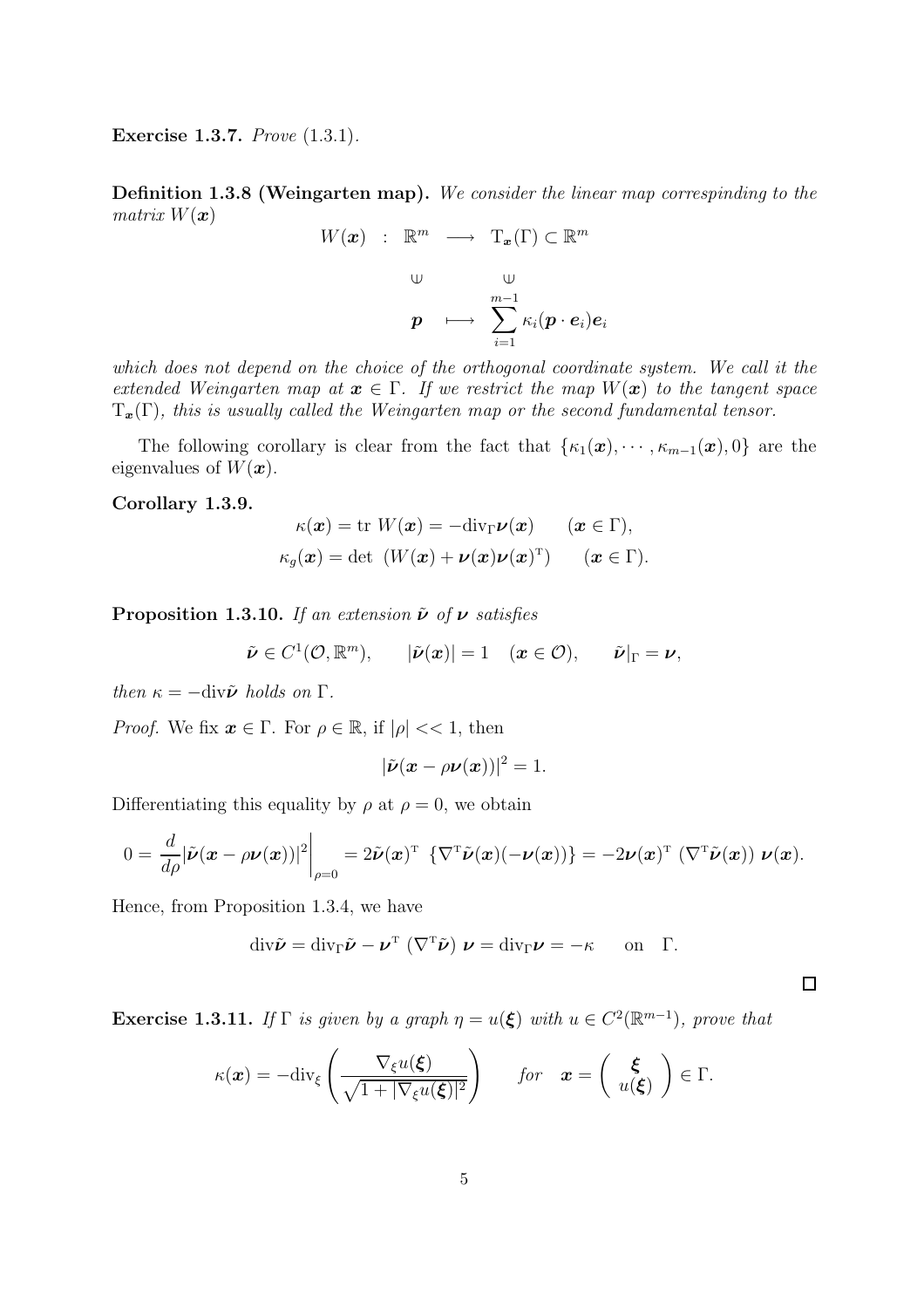**Exercise 1.3.7.** *Prove* (1.3.1).

**Definition 1.3.8 (Weingarten map).** *We consider the linear map correspinding to the matrix* $W(\boldsymbol{x})$

$$
\begin{array}{cccc}
W(\boldsymbol{x}) & : & \mathbb{R}^m & \longrightarrow & \mathrm{T}_{\boldsymbol{x}}(\Gamma) \subset \mathbb{R}^m \\
 & & \cup & & \cup \\
 & & \boldsymbol{p} & \longmapsto & \displaystyle\sum_{i=1}^{m-1} \kappa_i (\boldsymbol{p} \cdot \boldsymbol{e}_i) \boldsymbol{e}_i
\end{array}
$$

*which does not depend on the choice of the orthogonal coordinate system. We call it the extended Weingarten map at* $\boldsymbol{x} \in \Gamma$*. If we restrict the map* $W(\boldsymbol{x})$ *to the tangent space* $\mathrm{T}_{\boldsymbol{x}}(\Gamma)$*, this is usually called the Weingarten map or the second fundamental tensor.*

The following corollary is clear from the fact that $\{\kappa_1(\boldsymbol{x}), \cdots, \kappa_{m-1}(\boldsymbol{x}), 0\}$ are the eigenvalues of $W(\boldsymbol{x})$.

**Corollary 1.3.9.**

$$
\kappa(\boldsymbol{x}) = \mathrm{tr}\ W(\boldsymbol{x}) = -\mathrm{div}_\Gamma \boldsymbol{\nu}(\boldsymbol{x}) \qquad (\boldsymbol{x} \in \Gamma),
$$

$$
\kappa_g(\boldsymbol{x}) = \det\ \left(W(\boldsymbol{x}) + \boldsymbol{\nu}(\boldsymbol{x})\boldsymbol{\nu}(\boldsymbol{x})^{\mathrm{T}}\right) \qquad (\boldsymbol{x} \in \Gamma).
$$

**Proposition 1.3.10.** *If an extension* $\tilde{\boldsymbol{\nu}}$ *of* $\boldsymbol{\nu}$ *satisfies*

$$
\tilde{\boldsymbol{\nu}} \in C^1(\mathcal{O}, \mathbb{R}^m), \qquad |\tilde{\boldsymbol{\nu}}(\boldsymbol{x})| = 1 \quad (\boldsymbol{x} \in \mathcal{O}), \qquad \tilde{\boldsymbol{\nu}}|_\Gamma = \boldsymbol{\nu},
$$

*then* $\kappa = -\mathrm{div}\tilde{\boldsymbol{\nu}}$ *holds on* $\Gamma$.

*Proof.* We fix $\boldsymbol{x} \in \Gamma$. For $\rho \in \mathbb{R}$, if $|\rho| << 1$, then

$$
|\tilde{\boldsymbol{\nu}}(\boldsymbol{x} - \rho \boldsymbol{\nu}(\boldsymbol{x}))|^2 = 1.
$$

Differentiating this equality by $\rho$ at $\rho = 0$, we obtain

$$
0 = \frac{d}{d\rho} |\tilde{\boldsymbol{\nu}}(\boldsymbol{x} - \rho \boldsymbol{\nu}(\boldsymbol{x}))|^2 \bigg|_{\rho=0} = 2\tilde{\boldsymbol{\nu}}(\boldsymbol{x})^{\mathrm{T}}\ \{\nabla^{\mathrm{T}} \tilde{\boldsymbol{\nu}}(\boldsymbol{x})(-\boldsymbol{\nu}(\boldsymbol{x}))\} = -2\boldsymbol{\nu}(\boldsymbol{x})^{\mathrm{T}}\ (\nabla^{\mathrm{T}} \tilde{\boldsymbol{\nu}}(\boldsymbol{x}))\ \boldsymbol{\nu}(\boldsymbol{x}).
$$

Hence, from Proposition 1.3.4, we have

$$
\mathrm{div}\tilde{\boldsymbol{\nu}} = \mathrm{div}_\Gamma \tilde{\boldsymbol{\nu}} - \boldsymbol{\nu}^{\mathrm{T}}\ (\nabla^{\mathrm{T}} \tilde{\boldsymbol{\nu}})\ \boldsymbol{\nu} = \mathrm{div}_\Gamma \boldsymbol{\nu} = -\kappa \quad \text{ on } \quad \Gamma.
$$

$\square$

**Exercise 1.3.11.** *If* $\Gamma$ *is given by a graph* $\eta = u(\boldsymbol{\xi})$ *with* $u \in C^2(\mathbb{R}^{m-1})$*, prove that*

$$
\kappa(\boldsymbol{x}) = -\mathrm{div}_\xi \left( \frac{\nabla_\xi u(\boldsymbol{\xi})}{\sqrt{1 + |\nabla_\xi u(\boldsymbol{\xi})|^2}} \right) \qquad \text{for} \quad \boldsymbol{x} = \begin{pmatrix} \boldsymbol{\xi} \\ u(\boldsymbol{\xi}) \end{pmatrix} \in \Gamma.
$$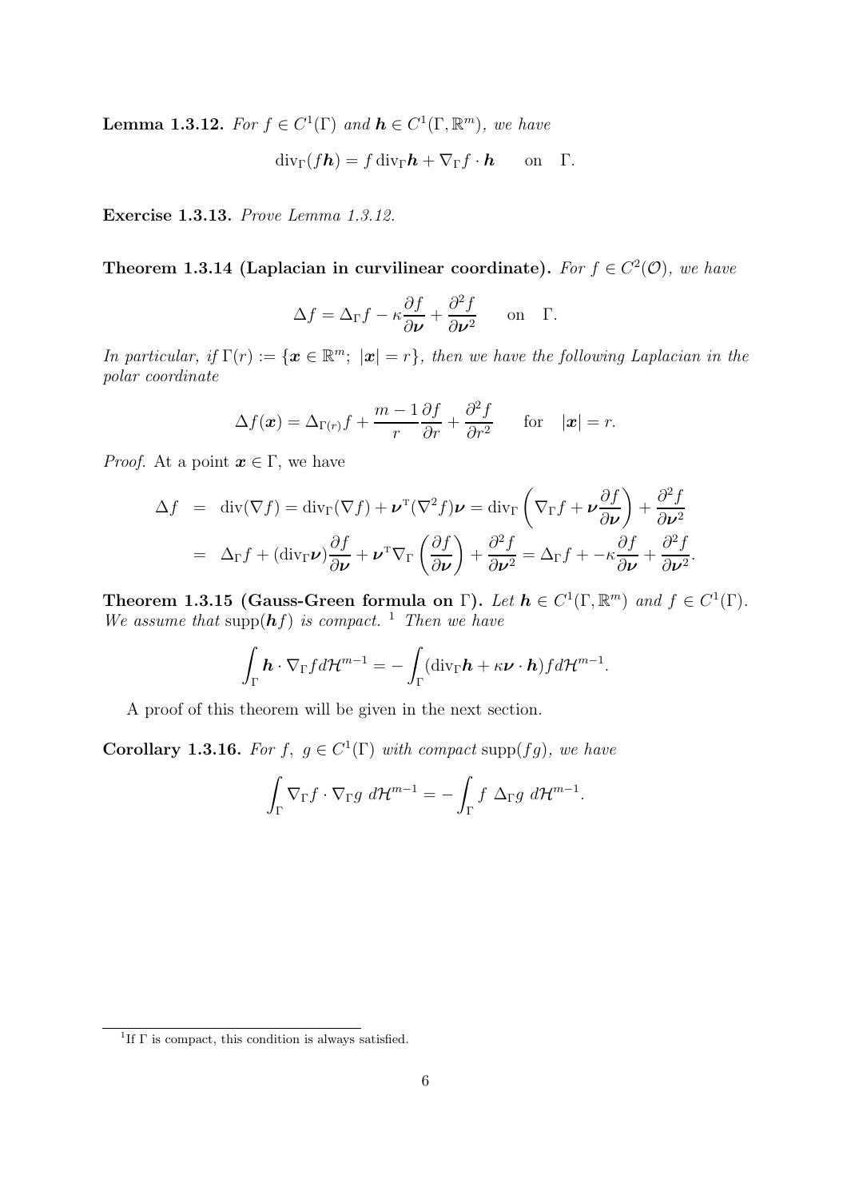**Lemma 1.3.12.** *For $f \in C^1(\Gamma)$ and $\boldsymbol{h} \in C^1(\Gamma, \mathbb{R}^m)$, we have*

$$\mathrm{div}_\Gamma(f\boldsymbol{h}) = f\,\mathrm{div}_\Gamma \boldsymbol{h} + \nabla_\Gamma f \cdot \boldsymbol{h} \qquad \text{on} \quad \Gamma.$$

**Exercise 1.3.13.** *Prove Lemma 1.3.12.*

**Theorem 1.3.14 (Laplacian in curvilinear coordinate).** *For $f \in C^2(\mathcal{O})$, we have*

$$\Delta f = \Delta_\Gamma f - \kappa \frac{\partial f}{\partial \boldsymbol{\nu}} + \frac{\partial^2 f}{\partial \boldsymbol{\nu}^2} \qquad \text{on} \quad \Gamma.$$

*In particular, if $\Gamma(r) := \{\boldsymbol{x} \in \mathbb{R}^m;\ |\boldsymbol{x}| = r\}$, then we have the following Laplacian in the polar coordinate*

$$\Delta f(\boldsymbol{x}) = \Delta_{\Gamma(r)} f + \frac{m-1}{r}\frac{\partial f}{\partial r} + \frac{\partial^2 f}{\partial r^2} \qquad \text{for} \quad |\boldsymbol{x}| = r.$$

*Proof.* At a point $\boldsymbol{x} \in \Gamma$, we have

$$\begin{aligned}
\Delta f &= \mathrm{div}(\nabla f) = \mathrm{div}_\Gamma(\nabla f) + \boldsymbol{\nu}^{\mathrm{T}}(\nabla^2 f)\boldsymbol{\nu} = \mathrm{div}_\Gamma\left(\nabla_\Gamma f + \boldsymbol{\nu}\frac{\partial f}{\partial \boldsymbol{\nu}}\right) + \frac{\partial^2 f}{\partial \boldsymbol{\nu}^2} \\
&= \Delta_\Gamma f + (\mathrm{div}_\Gamma \boldsymbol{\nu})\frac{\partial f}{\partial \boldsymbol{\nu}} + \boldsymbol{\nu}^{\mathrm{T}}\nabla_\Gamma\left(\frac{\partial f}{\partial \boldsymbol{\nu}}\right) + \frac{\partial^2 f}{\partial \boldsymbol{\nu}^2} = \Delta_\Gamma f + -\kappa\frac{\partial f}{\partial \boldsymbol{\nu}} + \frac{\partial^2 f}{\partial \boldsymbol{\nu}^2}.
\end{aligned}$$

**Theorem 1.3.15 (Gauss-Green formula on $\Gamma$).** *Let $\boldsymbol{h} \in C^1(\Gamma, \mathbb{R}^m)$ and $f \in C^1(\Gamma)$. We assume that $\mathrm{supp}(\boldsymbol{h}f)$ is compact.* [1] *Then we have*

$$\int_\Gamma \boldsymbol{h} \cdot \nabla_\Gamma f d\mathcal{H}^{m-1} = -\int_\Gamma (\mathrm{div}_\Gamma \boldsymbol{h} + \kappa\boldsymbol{\nu} \cdot \boldsymbol{h}) f d\mathcal{H}^{m-1}.$$

A proof of this theorem will be given in the next section.

**Corollary 1.3.16.** *For $f,\ g \in C^1(\Gamma)$ with compact $\mathrm{supp}(fg)$, we have*

$$\int_\Gamma \nabla_\Gamma f \cdot \nabla_\Gamma g \ d\mathcal{H}^{m-1} = -\int_\Gamma f \ \Delta_\Gamma g \ d\mathcal{H}^{m-1}.$$

[1] If $\Gamma$ is compact, this condition is always satisfied.